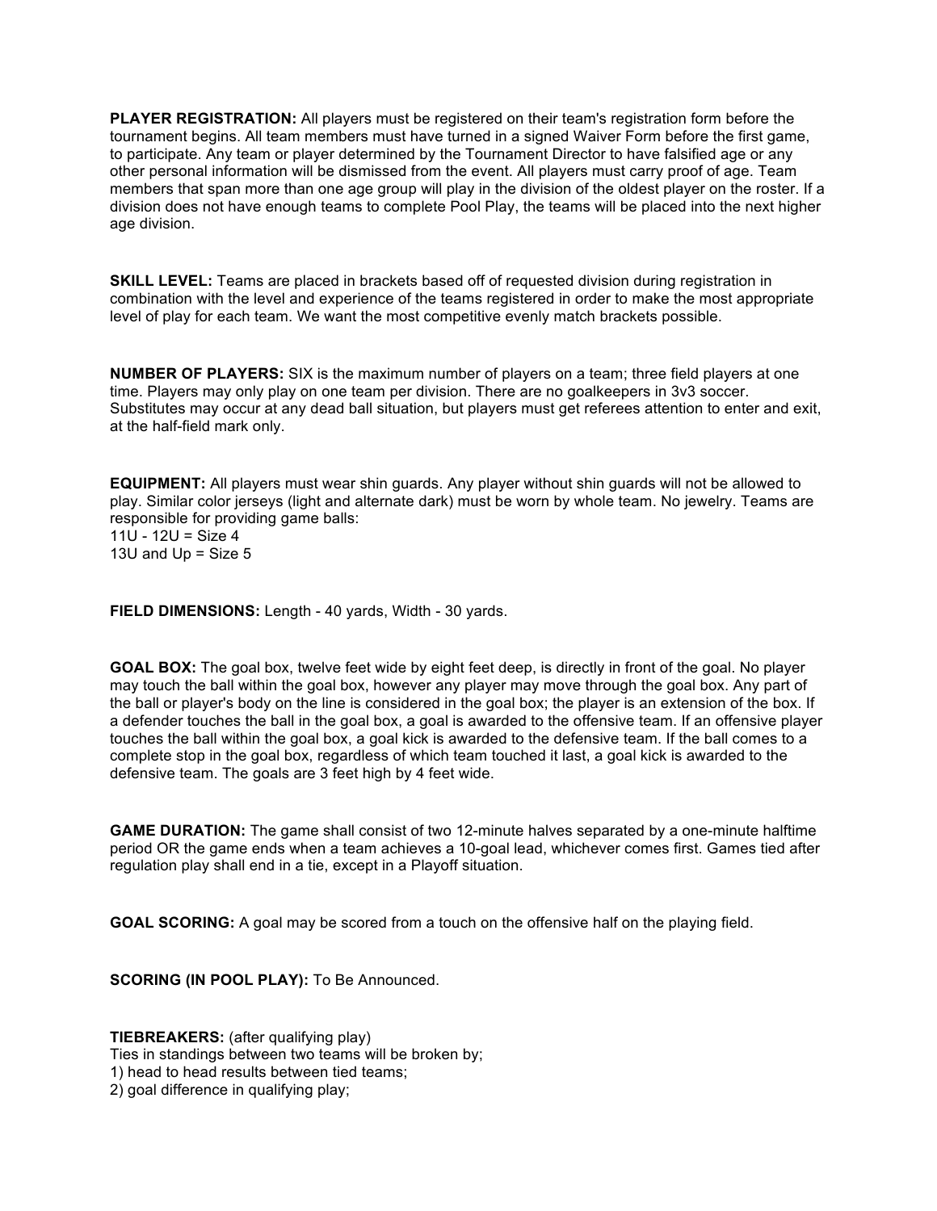**PLAYER REGISTRATION:** All players must be registered on their team's registration form before the tournament begins. All team members must have turned in a signed Waiver Form before the first game, to participate. Any team or player determined by the Tournament Director to have falsified age or any other personal information will be dismissed from the event. All players must carry proof of age. Team members that span more than one age group will play in the division of the oldest player on the roster. If a division does not have enough teams to complete Pool Play, the teams will be placed into the next higher age division.

**SKILL LEVEL:** Teams are placed in brackets based off of requested division during registration in combination with the level and experience of the teams registered in order to make the most appropriate level of play for each team. We want the most competitive evenly match brackets possible.

**NUMBER OF PLAYERS:** SIX is the maximum number of players on a team; three field players at one time. Players may only play on one team per division. There are no goalkeepers in 3v3 soccer. Substitutes may occur at any dead ball situation, but players must get referees attention to enter and exit, at the half-field mark only.

**EQUIPMENT:** All players must wear shin guards. Any player without shin guards will not be allowed to play. Similar color jerseys (light and alternate dark) must be worn by whole team. No jewelry. Teams are responsible for providing game balls:
11U - 12U = Size 4
13U and Up = Size 5

**FIELD DIMENSIONS:** Length - 40 yards, Width - 30 yards.

**GOAL BOX:** The goal box, twelve feet wide by eight feet deep, is directly in front of the goal. No player may touch the ball within the goal box, however any player may move through the goal box. Any part of the ball or player's body on the line is considered in the goal box; the player is an extension of the box. If a defender touches the ball in the goal box, a goal is awarded to the offensive team. If an offensive player touches the ball within the goal box, a goal kick is awarded to the defensive team. If the ball comes to a complete stop in the goal box, regardless of which team touched it last, a goal kick is awarded to the defensive team. The goals are 3 feet high by 4 feet wide.

**GAME DURATION:** The game shall consist of two 12-minute halves separated by a one-minute halftime period OR the game ends when a team achieves a 10-goal lead, whichever comes first. Games tied after regulation play shall end in a tie, except in a Playoff situation.

**GOAL SCORING:** A goal may be scored from a touch on the offensive half on the playing field.

**SCORING (IN POOL PLAY):** To Be Announced.

**TIEBREAKERS:** (after qualifying play)
Ties in standings between two teams will be broken by;
1) head to head results between tied teams;
2) goal difference in qualifying play;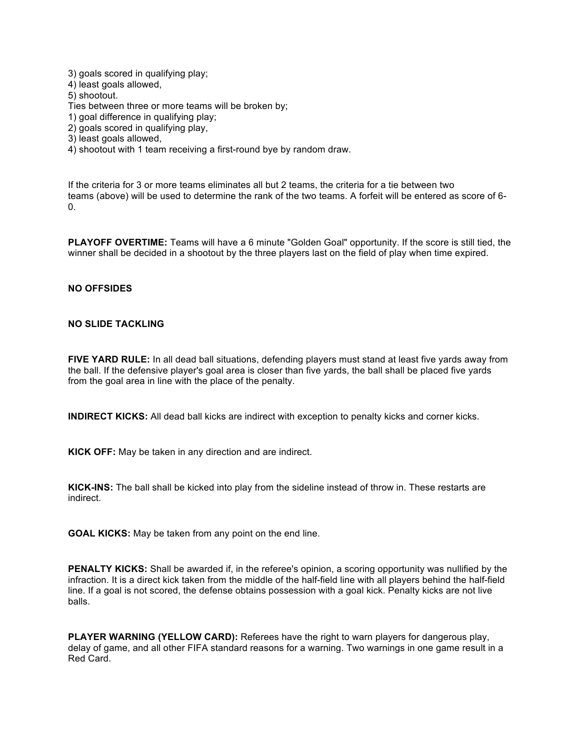3) goals scored in qualifying play;
4) least goals allowed,
5) shootout.

Ties between three or more teams will be broken by;
1) goal difference in qualifying play;
2) goals scored in qualifying play,
3) least goals allowed,
4) shootout with 1 team receiving a first-round bye by random draw.

If the criteria for 3 or more teams eliminates all but 2 teams, the criteria for a tie between two teams (above) will be used to determine the rank of the two teams. A forfeit will be entered as score of 6-0.

**PLAYOFF OVERTIME:** Teams will have a 6 minute "Golden Goal" opportunity. If the score is still tied, the winner shall be decided in a shootout by the three players last on the field of play when time expired.

**NO OFFSIDES**

**NO SLIDE TACKLING**

**FIVE YARD RULE:** In all dead ball situations, defending players must stand at least five yards away from the ball. If the defensive player's goal area is closer than five yards, the ball shall be placed five yards from the goal area in line with the place of the penalty.

**INDIRECT KICKS:** All dead ball kicks are indirect with exception to penalty kicks and corner kicks.

**KICK OFF:** May be taken in any direction and are indirect.

**KICK-INS:** The ball shall be kicked into play from the sideline instead of throw in. These restarts are indirect.

**GOAL KICKS:** May be taken from any point on the end line.

**PENALTY KICKS:** Shall be awarded if, in the referee's opinion, a scoring opportunity was nullified by the infraction. It is a direct kick taken from the middle of the half-field line with all players behind the half-field line. If a goal is not scored, the defense obtains possession with a goal kick. Penalty kicks are not live balls.

**PLAYER WARNING (YELLOW CARD):** Referees have the right to warn players for dangerous play, delay of game, and all other FIFA standard reasons for a warning. Two warnings in one game result in a Red Card.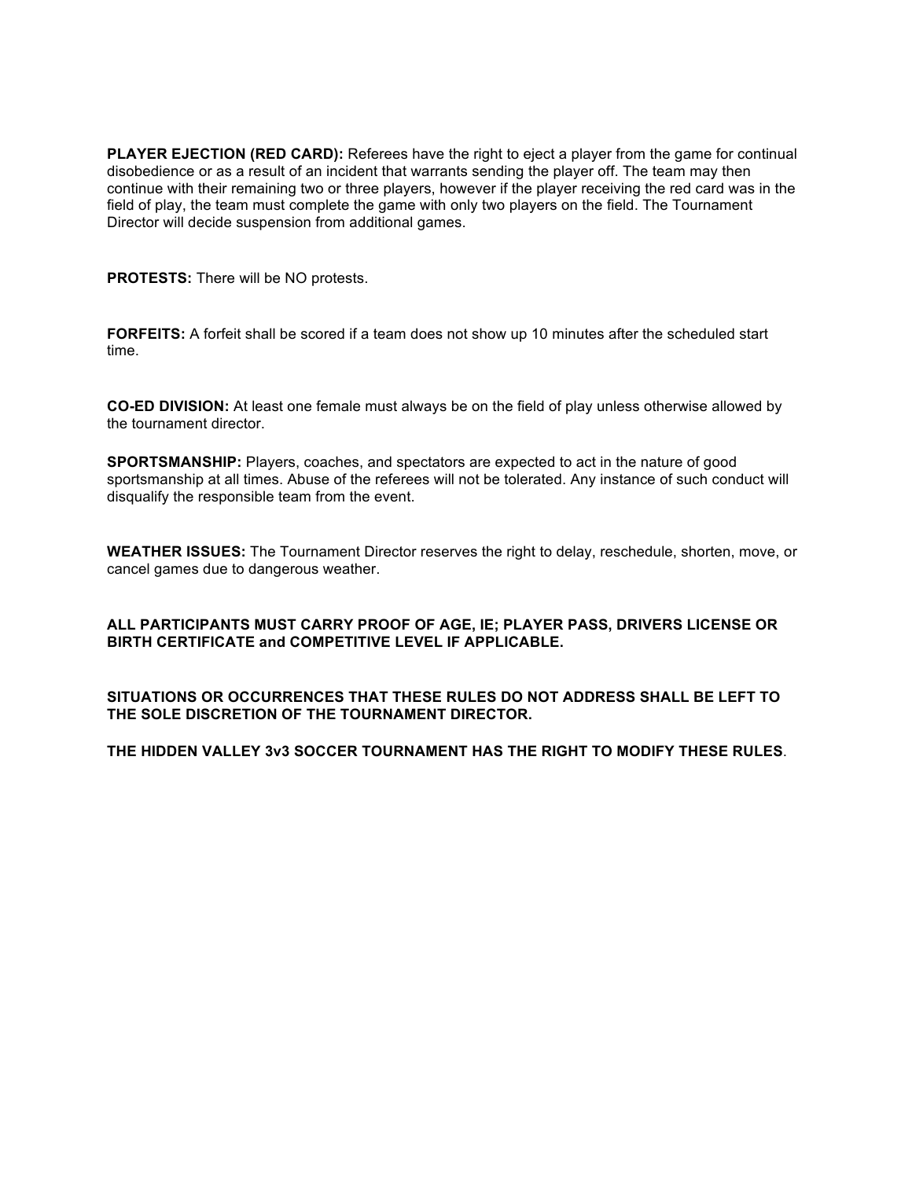**PLAYER EJECTION (RED CARD):** Referees have the right to eject a player from the game for continual disobedience or as a result of an incident that warrants sending the player off. The team may then continue with their remaining two or three players, however if the player receiving the red card was in the field of play, the team must complete the game with only two players on the field. The Tournament Director will decide suspension from additional games.

**PROTESTS:** There will be NO protests.

**FORFEITS:** A forfeit shall be scored if a team does not show up 10 minutes after the scheduled start time.

**CO-ED DIVISION:** At least one female must always be on the field of play unless otherwise allowed by the tournament director.

**SPORTSMANSHIP:** Players, coaches, and spectators are expected to act in the nature of good sportsmanship at all times. Abuse of the referees will not be tolerated. Any instance of such conduct will disqualify the responsible team from the event.

**WEATHER ISSUES:** The Tournament Director reserves the right to delay, reschedule, shorten, move, or cancel games due to dangerous weather.

**ALL PARTICIPANTS MUST CARRY PROOF OF AGE, IE; PLAYER PASS, DRIVERS LICENSE OR BIRTH CERTIFICATE and COMPETITIVE LEVEL IF APPLICABLE.**

**SITUATIONS OR OCCURRENCES THAT THESE RULES DO NOT ADDRESS SHALL BE LEFT TO THE SOLE DISCRETION OF THE TOURNAMENT DIRECTOR.**

**THE HIDDEN VALLEY 3v3 SOCCER TOURNAMENT HAS THE RIGHT TO MODIFY THESE RULES**.